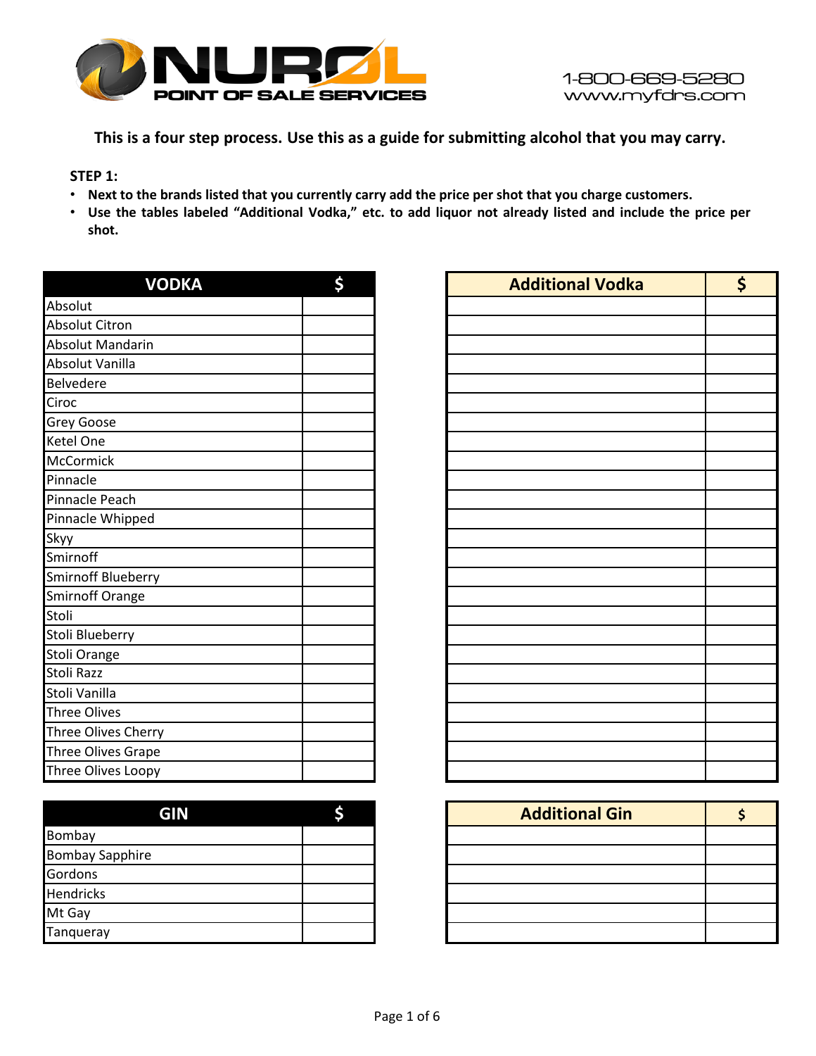NUROL POINT OF SALE SERVICES

1-800-669-5280
www.myfdrs.com

**This is a four step process. Use this as a guide for submitting alcohol that you may carry.**

**STEP 1:**

- **Next to the brands listed that you currently carry add the price per shot that you charge customers.**
- **Use the tables labeled "Additional Vodka," etc. to add liquor not already listed and include the price per shot.**

| VODKA | $ |
|---|---|
| Absolut | |
| Absolut Citron | |
| Absolut Mandarin | |
| Absolut Vanilla | |
| Belvedere | |
| Ciroc | |
| Grey Goose | |
| Ketel One | |
| McCormick | |
| Pinnacle | |
| Pinnacle Peach | |
| Pinnacle Whipped | |
| Skyy | |
| Smirnoff | |
| Smirnoff Blueberry | |
| Smirnoff Orange | |
| Stoli | |
| Stoli Blueberry | |
| Stoli Orange | |
| Stoli Razz | |
| Stoli Vanilla | |
| Three Olives | |
| Three Olives Cherry | |
| Three Olives Grape | |
| Three Olives Loopy | |

| Additional Vodka | $ |
|---|---|
| | |
| | |
| | |
| | |
| | |
| | |
| | |
| | |
| | |
| | |
| | |
| | |
| | |
| | |
| | |
| | |
| | |
| | |
| | |
| | |
| | |
| | |
| | |
| | |
| | |

| GIN | $ |
|---|---|
| Bombay | |
| Bombay Sapphire | |
| Gordons | |
| Hendricks | |
| Mt Gay | |
| Tanqueray | |

| Additional Gin | $ |
|---|---|
| | |
| | |
| | |
| | |
| | |
| | |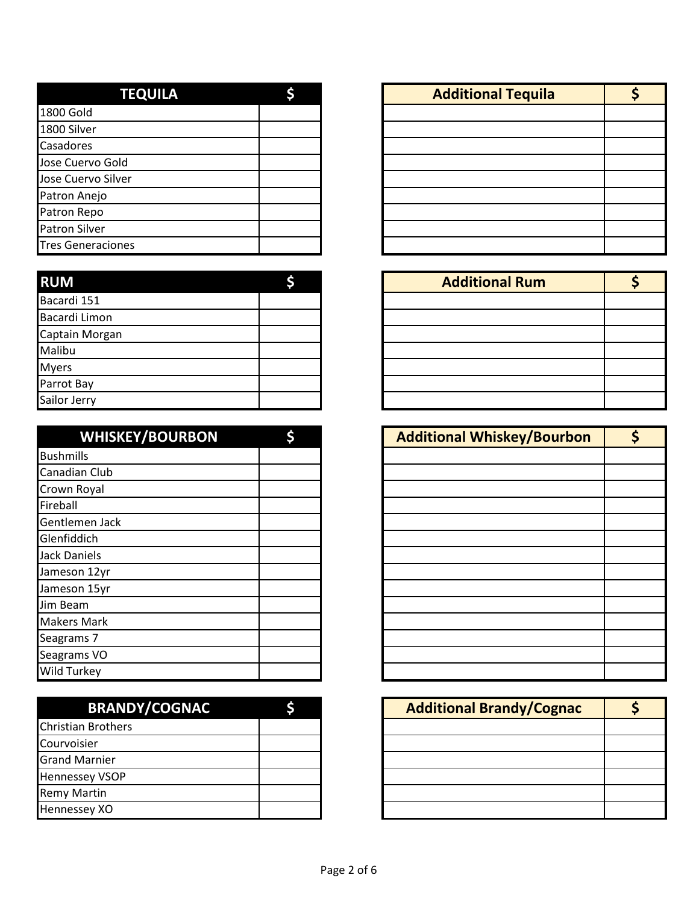| TEQUILA | $ |
| --- | --- |
| 1800 Gold | |
| 1800 Silver | |
| Casadores | |
| Jose Cuervo Gold | |
| Jose Cuervo Silver | |
| Patron Anejo | |
| Patron Repo | |
| Patron Silver | |
| Tres Generaciones | |

| Additional Tequila | $ |
| --- | --- |
| | |
| | |
| | |
| | |
| | |
| | |
| | |
| | |
| | |

| RUM | $ |
| --- | --- |
| Bacardi 151 | |
| Bacardi Limon | |
| Captain Morgan | |
| Malibu | |
| Myers | |
| Parrot Bay | |
| Sailor Jerry | |

| Additional Rum | $ |
| --- | --- |
| | |
| | |
| | |
| | |
| | |
| | |
| | |

| WHISKEY/BOURBON | $ |
| --- | --- |
| Bushmills | |
| Canadian Club | |
| Crown Royal | |
| Fireball | |
| Gentlemen Jack | |
| Glenfiddich | |
| Jack Daniels | |
| Jameson 12yr | |
| Jameson 15yr | |
| Jim Beam | |
| Makers Mark | |
| Seagrams 7 | |
| Seagrams VO | |
| Wild Turkey | |

| Additional Whiskey/Bourbon | $ |
| --- | --- |
| | |
| | |
| | |
| | |
| | |
| | |
| | |
| | |
| | |
| | |
| | |
| | |
| | |
| | |

| BRANDY/COGNAC | $ |
| --- | --- |
| Christian Brothers | |
| Courvoisier | |
| Grand Marnier | |
| Hennessey VSOP | |
| Remy Martin | |
| Hennessey XO | |

| Additional Brandy/Cognac | $ |
| --- | --- |
| | |
| | |
| | |
| | |
| | |
| | |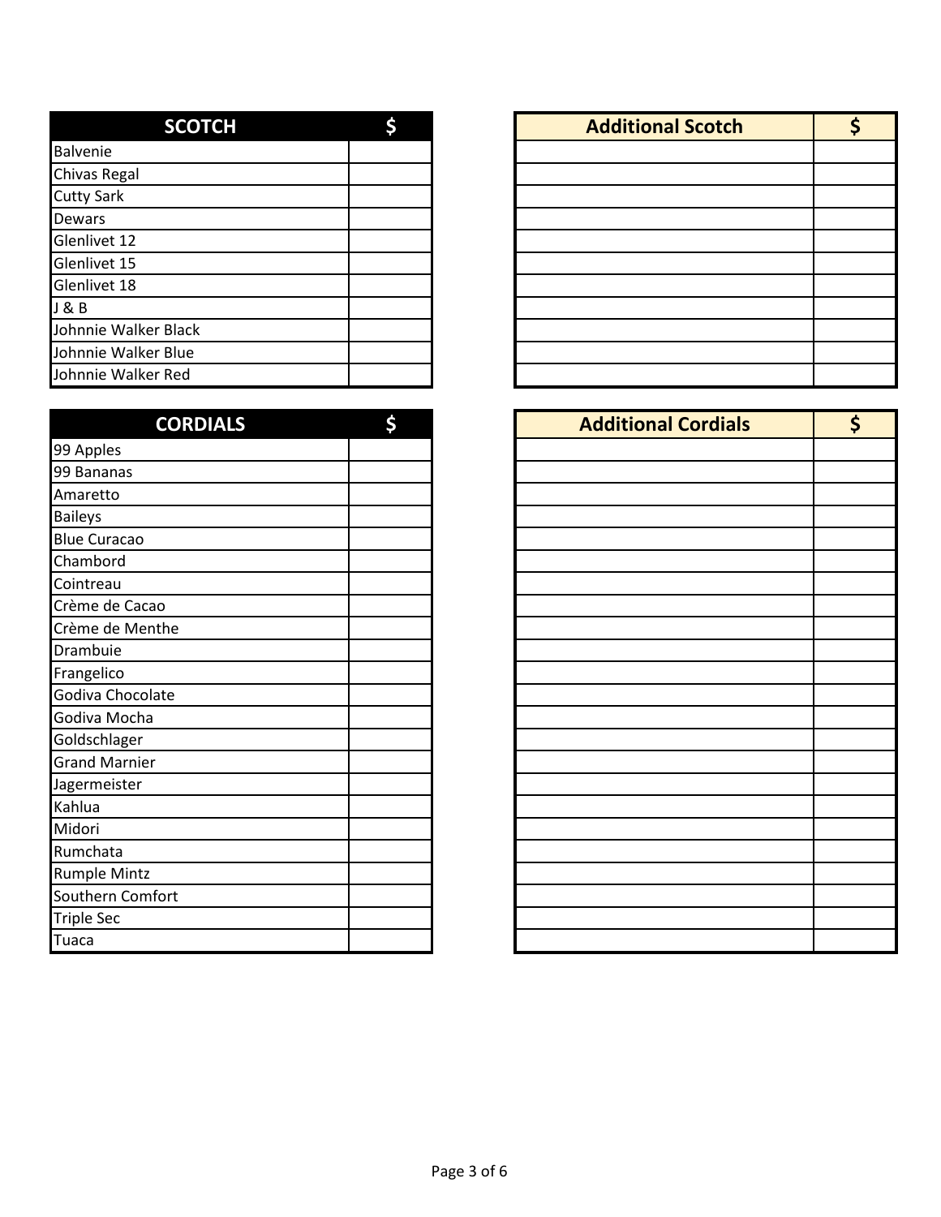| SCOTCH | $ |
|---|---|
| Balvenie | |
| Chivas Regal | |
| Cutty Sark | |
| Dewars | |
| Glenlivet 12 | |
| Glenlivet 15 | |
| Glenlivet 18 | |
| J & B | |
| Johnnie Walker Black | |
| Johnnie Walker Blue | |
| Johnnie Walker Red | |

| Additional Scotch | $ |
|---|---|
| | |
| | |
| | |
| | |
| | |
| | |
| | |
| | |
| | |
| | |
| | |

| CORDIALS | $ |
|---|---|
| 99 Apples | |
| 99 Bananas | |
| Amaretto | |
| Baileys | |
| Blue Curacao | |
| Chambord | |
| Cointreau | |
| Crème de Cacao | |
| Crème de Menthe | |
| Drambuie | |
| Frangelico | |
| Godiva Chocolate | |
| Godiva Mocha | |
| Goldschlager | |
| Grand Marnier | |
| Jagermeister | |
| Kahlua | |
| Midori | |
| Rumchata | |
| Rumple Mintz | |
| Southern Comfort | |
| Triple Sec | |
| Tuaca | |

| Additional Cordials | $ |
|---|---|
| | |
| | |
| | |
| | |
| | |
| | |
| | |
| | |
| | |
| | |
| | |
| | |
| | |
| | |
| | |
| | |
| | |
| | |
| | |
| | |
| | |
| | |
| | |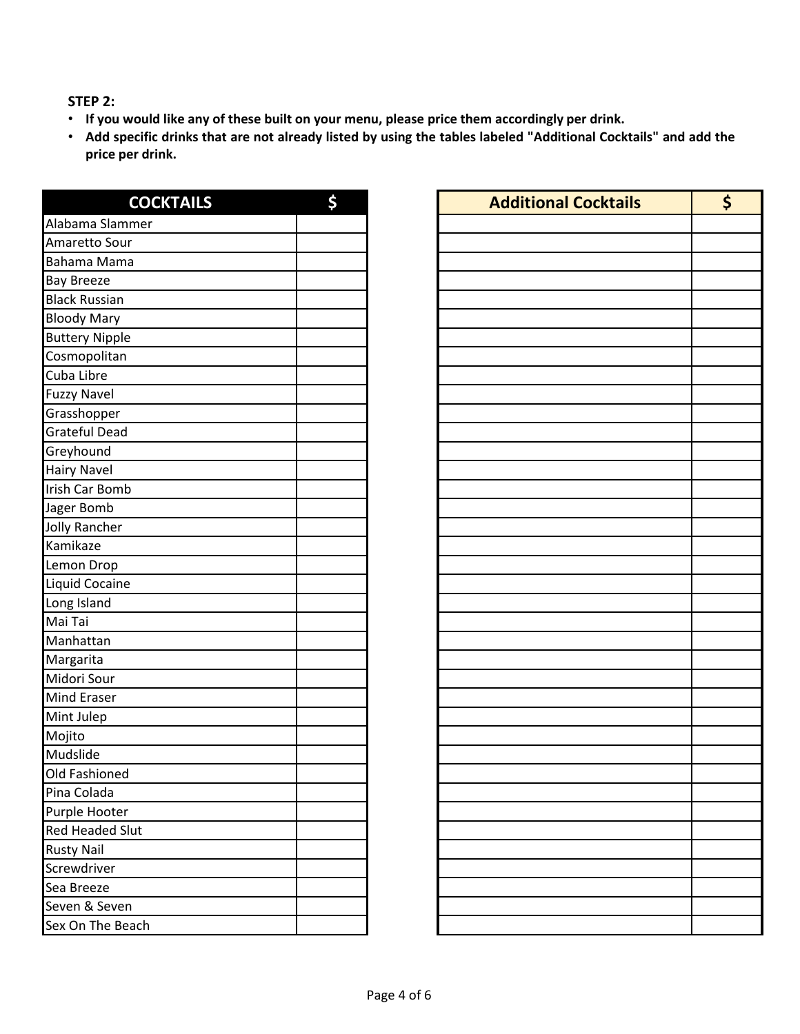**STEP 2:**

- **If you would like any of these built on your menu, please price them accordingly per drink.**
- **Add specific drinks that are not already listed by using the tables labeled "Additional Cocktails" and add the price per drink.**

| COCKTAILS | $ |
|---|---|
| Alabama Slammer | |
| Amaretto Sour | |
| Bahama Mama | |
| Bay Breeze | |
| Black Russian | |
| Bloody Mary | |
| Buttery Nipple | |
| Cosmopolitan | |
| Cuba Libre | |
| Fuzzy Navel | |
| Grasshopper | |
| Grateful Dead | |
| Greyhound | |
| Hairy Navel | |
| Irish Car Bomb | |
| Jager Bomb | |
| Jolly Rancher | |
| Kamikaze | |
| Lemon Drop | |
| Liquid Cocaine | |
| Long Island | |
| Mai Tai | |
| Manhattan | |
| Margarita | |
| Midori Sour | |
| Mind Eraser | |
| Mint Julep | |
| Mojito | |
| Mudslide | |
| Old Fashioned | |
| Pina Colada | |
| Purple Hooter | |
| Red Headed Slut | |
| Rusty Nail | |
| Screwdriver | |
| Sea Breeze | |
| Seven & Seven | |
| Sex On The Beach | |

| Additional Cocktails | $ |
|---|---|
| | |
| | |
| | |
| | |
| | |
| | |
| | |
| | |
| | |
| | |
| | |
| | |
| | |
| | |
| | |
| | |
| | |
| | |
| | |
| | |
| | |
| | |
| | |
| | |
| | |
| | |
| | |
| | |
| | |
| | |
| | |
| | |
| | |
| | |
| | |
| | |
| | |
| | |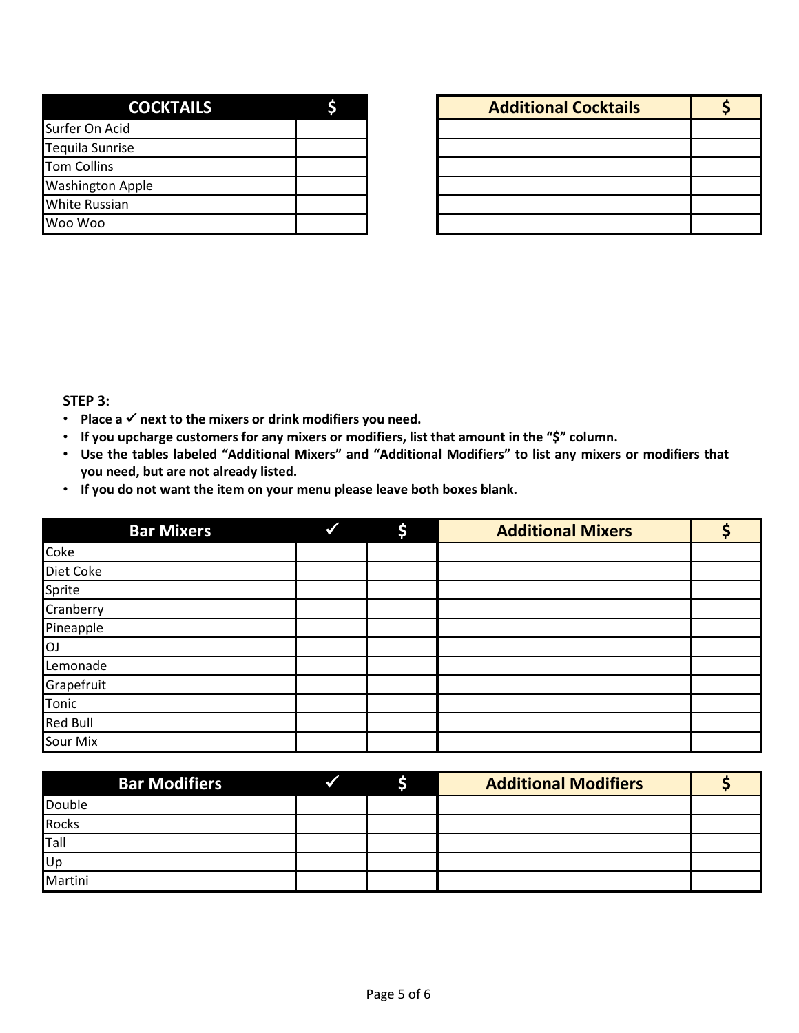| COCKTAILS | $ |
|---|---|
| Surfer On Acid | |
| Tequila Sunrise | |
| Tom Collins | |
| Washington Apple | |
| White Russian | |
| Woo Woo | |

| Additional Cocktails | $ |
|---|---|
| | |
| | |
| | |
| | |
| | |
| | |

**STEP 3:**

- **Place a ✓ next to the mixers or drink modifiers you need.**
- **If you upcharge customers for any mixers or modifiers, list that amount in the "$" column.**
- **Use the tables labeled "Additional Mixers" and "Additional Modifiers" to list any mixers or modifiers that you need, but are not already listed.**
- **If you do not want the item on your menu please leave both boxes blank.**

| Bar Mixers | ✓ | $ | Additional Mixers | $ |
|---|---|---|---|---|
| Coke | | | | |
| Diet Coke | | | | |
| Sprite | | | | |
| Cranberry | | | | |
| Pineapple | | | | |
| OJ | | | | |
| Lemonade | | | | |
| Grapefruit | | | | |
| Tonic | | | | |
| Red Bull | | | | |
| Sour Mix | | | | |

| Bar Modifiers | ✓ | $ | Additional Modifiers | $ |
|---|---|---|---|---|
| Double | | | | |
| Rocks | | | | |
| Tall | | | | |
| Up | | | | |
| Martini | | | | |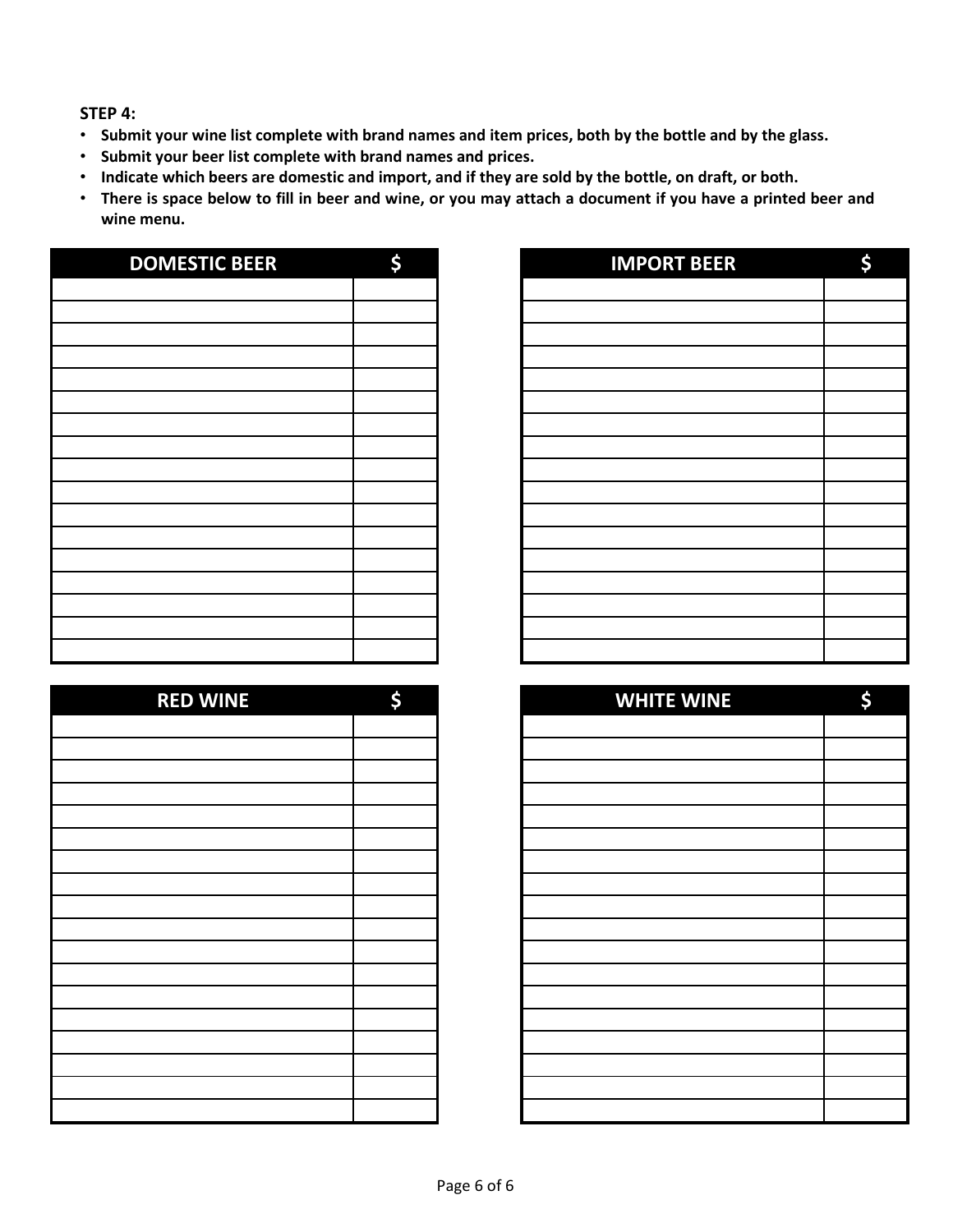**STEP 4:**

- **Submit your wine list complete with brand names and item prices, both by the bottle and by the glass.**
- **Submit your beer list complete with brand names and prices.**
- **Indicate which beers are domestic and import, and if they are sold by the bottle, on draft, or both.**
- **There is space below to fill in beer and wine, or you may attach a document if you have a printed beer and wine menu.**

| DOMESTIC BEER | $ |
|---|---|
| | |
| | |
| | |
| | |
| | |
| | |
| | |
| | |
| | |
| | |
| | |
| | |
| | |
| | |
| | |
| | |
| | |

| IMPORT BEER | $ |
|---|---|
| | |
| | |
| | |
| | |
| | |
| | |
| | |
| | |
| | |
| | |
| | |
| | |
| | |
| | |
| | |
| | |
| | |

| RED WINE | $ |
|---|---|
| | |
| | |
| | |
| | |
| | |
| | |
| | |
| | |
| | |
| | |
| | |
| | |
| | |
| | |
| | |
| | |
| | |
| | |

| WHITE WINE | $ |
|---|---|
| | |
| | |
| | |
| | |
| | |
| | |
| | |
| | |
| | |
| | |
| | |
| | |
| | |
| | |
| | |
| | |
| | |
| | |